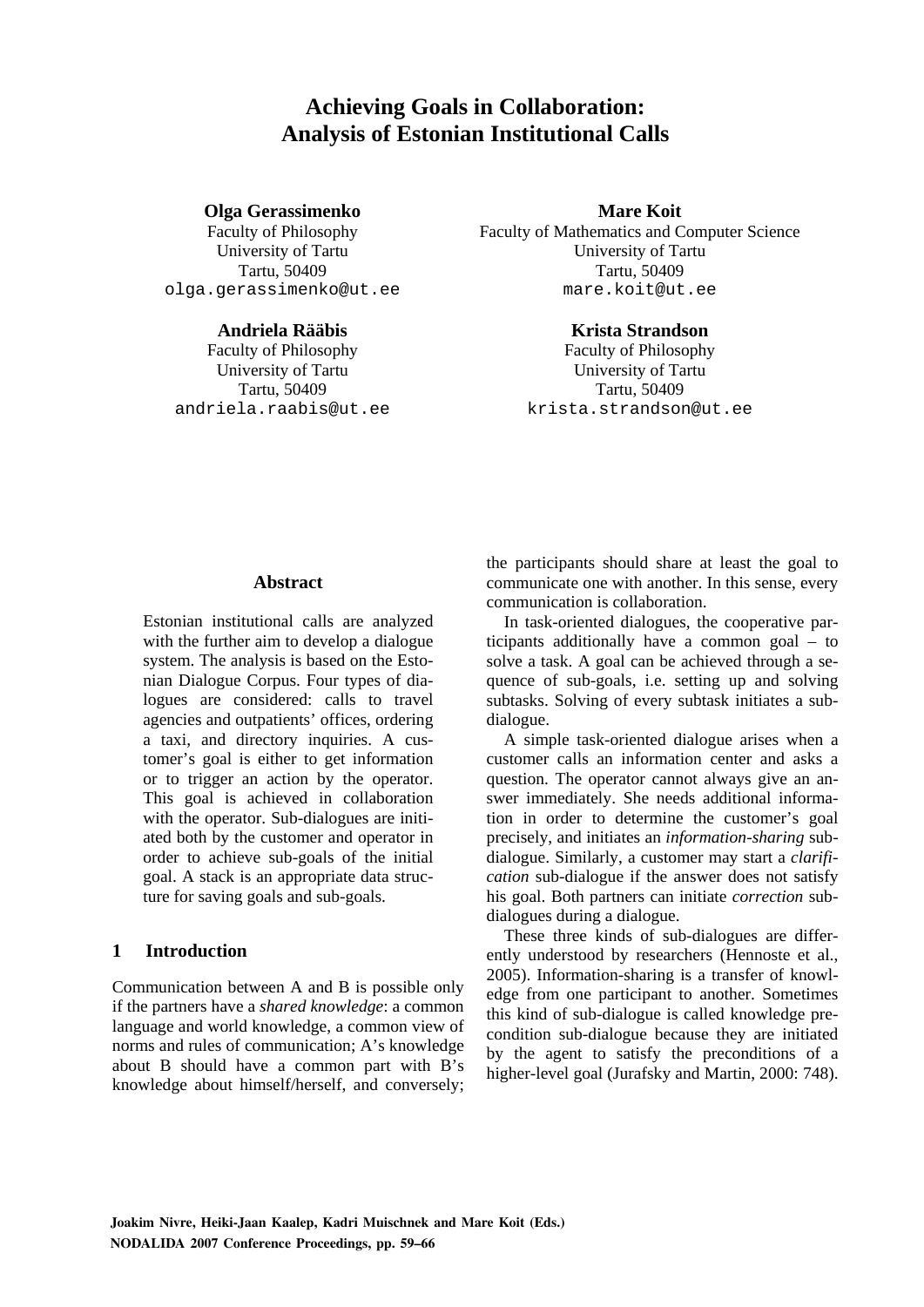# Achieving Goals in Collaboration: Analysis of Estonian Institutional Calls

**Olga Gerassimenko**
Faculty of Philosophy
University of Tartu
Tartu, 50409
olga.gerassimenko@ut.ee

**Mare Koit**
Faculty of Mathematics and Computer Science
University of Tartu
Tartu, 50409
mare.koit@ut.ee

**Andriela Rääbis**
Faculty of Philosophy
University of Tartu
Tartu, 50409
andriela.raabis@ut.ee

**Krista Strandson**
Faculty of Philosophy
University of Tartu
Tartu, 50409
krista.strandson@ut.ee

## Abstract

Estonian institutional calls are analyzed with the further aim to develop a dialogue system. The analysis is based on the Estonian Dialogue Corpus. Four types of dialogues are considered: calls to travel agencies and outpatients' offices, ordering a taxi, and directory inquiries. A customer's goal is either to get information or to trigger an action by the operator. This goal is achieved in collaboration with the operator. Sub-dialogues are initiated both by the customer and operator in order to achieve sub-goals of the initial goal. A stack is an appropriate data structure for saving goals and sub-goals.

## 1 Introduction

Communication between A and B is possible only if the partners have a *shared knowledge*: a common language and world knowledge, a common view of norms and rules of communication; A's knowledge about B should have a common part with B's knowledge about himself/herself, and conversely; the participants should share at least the goal to communicate one with another. In this sense, every communication is collaboration.

In task-oriented dialogues, the cooperative participants additionally have a common goal – to solve a task. A goal can be achieved through a sequence of sub-goals, i.e. setting up and solving subtasks. Solving of every subtask initiates a sub-dialogue.

A simple task-oriented dialogue arises when a customer calls an information center and asks a question. The operator cannot always give an answer immediately. She needs additional information in order to determine the customer's goal precisely, and initiates an *information-sharing* sub-dialogue. Similarly, a customer may start a *clarification* sub-dialogue if the answer does not satisfy his goal. Both partners can initiate *correction* sub-dialogues during a dialogue.

These three kinds of sub-dialogues are differently understood by researchers (Hennoste et al., 2005). Information-sharing is a transfer of knowledge from one participant to another. Sometimes this kind of sub-dialogue is called knowledge precondition sub-dialogue because they are initiated by the agent to satisfy the preconditions of a higher-level goal (Jurafsky and Martin, 2000: 748).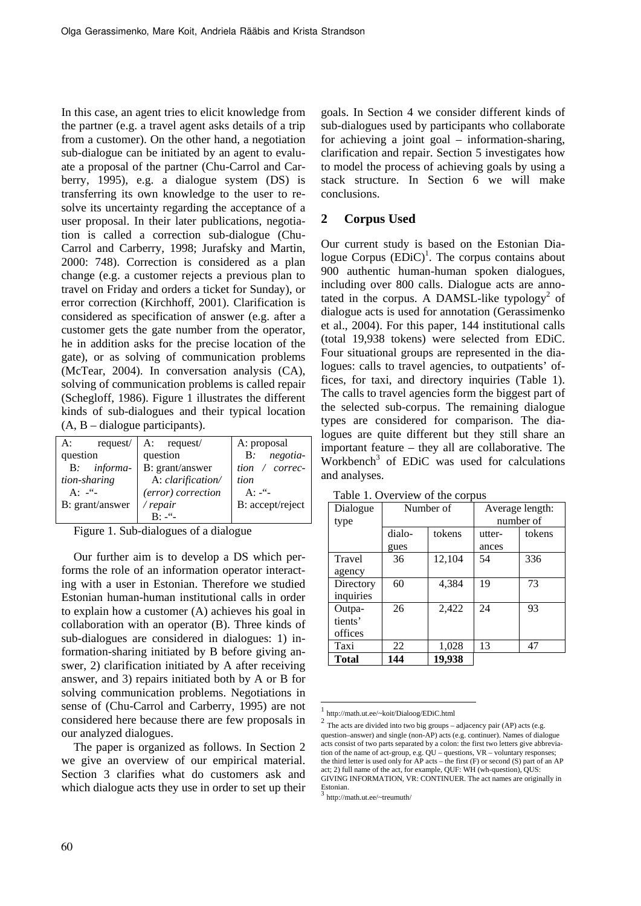In this case, an agent tries to elicit knowledge from the partner (e.g. a travel agent asks details of a trip from a customer). On the other hand, a negotiation sub-dialogue can be initiated by an agent to evaluate a proposal of the partner (Chu-Carrol and Carberry, 1995), e.g. a dialogue system (DS) is transferring its own knowledge to the user to resolve its uncertainty regarding the acceptance of a user proposal. In their later publications, negotiation is called a correction sub-dialogue (Chu-Carrol and Carberry, 1998; Jurafsky and Martin, 2000: 748). Correction is considered as a plan change (e.g. a customer rejects a previous plan to travel on Friday and orders a ticket for Sunday), or error correction (Kirchhoff, 2001). Clarification is considered as specification of answer (e.g. after a customer gets the gate number from the operator, he in addition asks for the precise location of the gate), or as solving of communication problems (McTear, 2004). In conversation analysis (CA), solving of communication problems is called repair (Schegloff, 1986). Figure 1 illustrates the different kinds of sub-dialogues and their typical location (A, B – dialogue participants).

| A: request/ question | A: request/ question | A: proposal |
|---|---|---|
| B*: information-sharing* | B: grant/answer | B*: negotiation / correction* |
| A: -“- | A: *clarification/ (error) correction / repair* | A: -“- |
| B: grant/answer | B: -“- | B: accept/reject |

Figure 1. Sub-dialogues of a dialogue

Our further aim is to develop a DS which performs the role of an information operator interacting with a user in Estonian. Therefore we studied Estonian human-human institutional calls in order to explain how a customer (A) achieves his goal in collaboration with an operator (B). Three kinds of sub-dialogues are considered in dialogues: 1) information-sharing initiated by B before giving answer, 2) clarification initiated by A after receiving answer, and 3) repairs initiated both by A or B for solving communication problems. Negotiations in sense of (Chu-Carrol and Carberry, 1995) are not considered here because there are few proposals in our analyzed dialogues.

The paper is organized as follows. In Section 2 we give an overview of our empirical material. Section 3 clarifies what do customers ask and which dialogue acts they use in order to set up their goals. In Section 4 we consider different kinds of sub-dialogues used by participants who collaborate for achieving a joint goal – information-sharing, clarification and repair. Section 5 investigates how to model the process of achieving goals by using a stack structure. In Section 6 we will make conclusions.

## 2 Corpus Used

Our current study is based on the Estonian Dialogue Corpus (EDiC)[1]. The corpus contains about 900 authentic human-human spoken dialogues, including over 800 calls. Dialogue acts are annotated in the corpus. A DAMSL-like typology[2] of dialogue acts is used for annotation (Gerassimenko et al., 2004). For this paper, 144 institutional calls (total 19,938 tokens) were selected from EDiC. Four situational groups are represented in the dialogues: calls to travel agencies, to outpatients' offices, for taxi, and directory inquiries (Table 1). The calls to travel agencies form the biggest part of the selected sub-corpus. The remaining dialogue types are considered for comparison. The dialogues are quite different but they still share an important feature – they all are collaborative. The Workbench[3] of EDiC was used for calculations and analyses.

Table 1. Overview of the corpus

| Dialogue type | Number of | | Average length: number of | |
|---|---|---|---|---|
| | dialogues | tokens | utterances | tokens |
| Travel agency | 36 | 12,104 | 54 | 336 |
| Directory inquiries | 60 | 4,384 | 19 | 73 |
| Outpatients' offices | 26 | 2,422 | 24 | 93 |
| Taxi | 22 | 1,028 | 13 | 47 |
| **Total** | **144** | **19,938** | | |

[1] http://math.ut.ee/~koit/Dialoog/EDiC.html

[2] The acts are divided into two big groups – adjacency pair (AP) acts (e.g. question–answer) and single (non-AP) acts (e.g. continuer). Names of dialogue acts consist of two parts separated by a colon: the first two letters give abbreviation of the name of act-group, e.g. QU – questions, VR – voluntary responses; the third letter is used only for AP acts – the first (F) or second (S) part of an AP act; 2) full name of the act, for example, QUF: WH (wh-question), QUS: GIVING INFORMATION, VR: CONTINUER. The act names are originally in Estonian.

[3] http://math.ut.ee/~treumuth/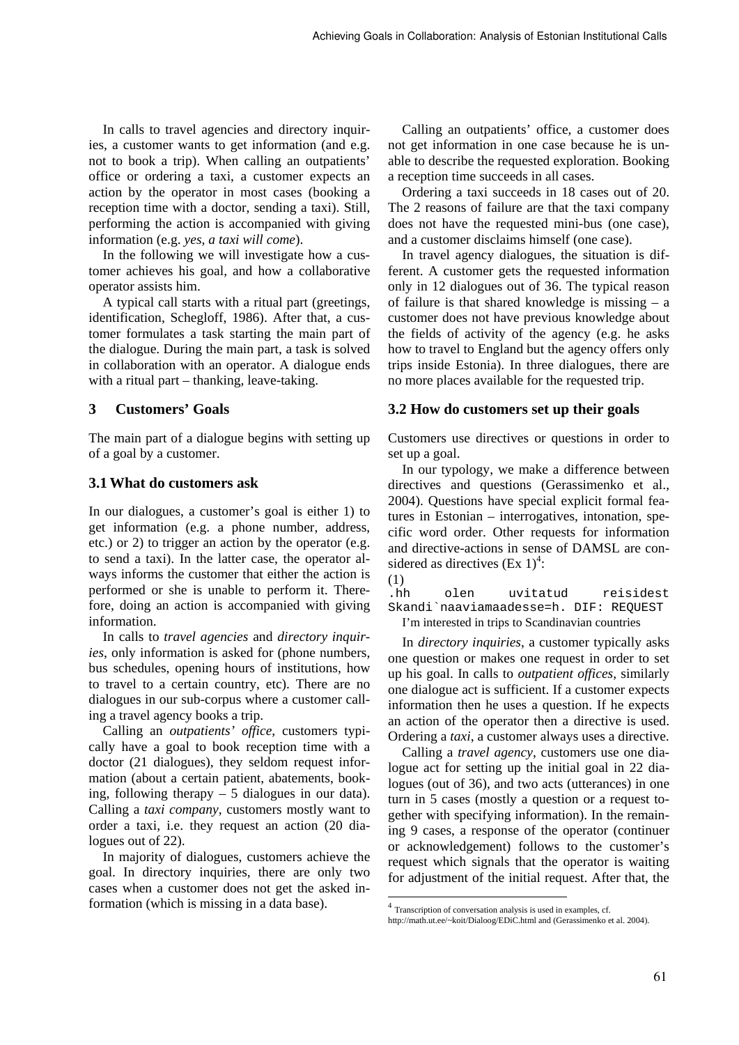In calls to travel agencies and directory inquiries, a customer wants to get information (and e.g. not to book a trip). When calling an outpatients' office or ordering a taxi, a customer expects an action by the operator in most cases (booking a reception time with a doctor, sending a taxi). Still, performing the action is accompanied with giving information (e.g. *yes, a taxi will come*).

In the following we will investigate how a customer achieves his goal, and how a collaborative operator assists him.

A typical call starts with a ritual part (greetings, identification, Schegloff, 1986). After that, a customer formulates a task starting the main part of the dialogue. During the main part, a task is solved in collaboration with an operator. A dialogue ends with a ritual part – thanking, leave-taking.

## 3 Customers' Goals

The main part of a dialogue begins with setting up of a goal by a customer.

### 3.1 What do customers ask

In our dialogues, a customer's goal is either 1) to get information (e.g. a phone number, address, etc.) or 2) to trigger an action by the operator (e.g. to send a taxi). In the latter case, the operator always informs the customer that either the action is performed or she is unable to perform it. Therefore, doing an action is accompanied with giving information.

In calls to *travel agencies* and *directory inquiries*, only information is asked for (phone numbers, bus schedules, opening hours of institutions, how to travel to a certain country, etc). There are no dialogues in our sub-corpus where a customer calling a travel agency books a trip.

Calling an *outpatients' office*, customers typically have a goal to book reception time with a doctor (21 dialogues), they seldom request information (about a certain patient, abatements, booking, following therapy – 5 dialogues in our data). Calling a *taxi company*, customers mostly want to order a taxi, i.e. they request an action (20 dialogues out of 22).

In majority of dialogues, customers achieve the goal. In directory inquiries, there are only two cases when a customer does not get the asked information (which is missing in a data base).

Calling an outpatients' office, a customer does not get information in one case because he is unable to describe the requested exploration. Booking a reception time succeeds in all cases.

Ordering a taxi succeeds in 18 cases out of 20. The 2 reasons of failure are that the taxi company does not have the requested mini-bus (one case), and a customer disclaims himself (one case).

In travel agency dialogues, the situation is different. A customer gets the requested information only in 12 dialogues out of 36. The typical reason of failure is that shared knowledge is missing – a customer does not have previous knowledge about the fields of activity of the agency (e.g. he asks how to travel to England but the agency offers only trips inside Estonia). In three dialogues, there are no more places available for the requested trip.

### 3.2 How do customers set up their goals

Customers use directives or questions in order to set up a goal.

In our typology, we make a difference between directives and questions (Gerassimenko et al., 2004). Questions have special explicit formal features in Estonian – interrogatives, intonation, specific word order. Other requests for information and directive-actions in sense of DAMSL are considered as directives (Ex 1)[4]:

(1)

```
.hh    olen    uvitatud    reisidest
Skandi`naaviamaadesse=h. DIF: REQUEST
```

I'm interested in trips to Scandinavian countries

In *directory inquiries*, a customer typically asks one question or makes one request in order to set up his goal. In calls to *outpatient offices*, similarly one dialogue act is sufficient. If a customer expects information then he uses a question. If he expects an action of the operator then a directive is used. Ordering a *taxi*, a customer always uses a directive.

Calling a *travel agency*, customers use one dialogue act for setting up the initial goal in 22 dialogues (out of 36), and two acts (utterances) in one turn in 5 cases (mostly a question or a request together with specifying information). In the remaining 9 cases, a response of the operator (continuer or acknowledgement) follows to the customer's request which signals that the operator is waiting for adjustment of the initial request. After that, the

[4] Transcription of conversation analysis is used in examples, cf. http://math.ut.ee/~koit/Dialoog/EDiC.html and (Gerassimenko et al. 2004).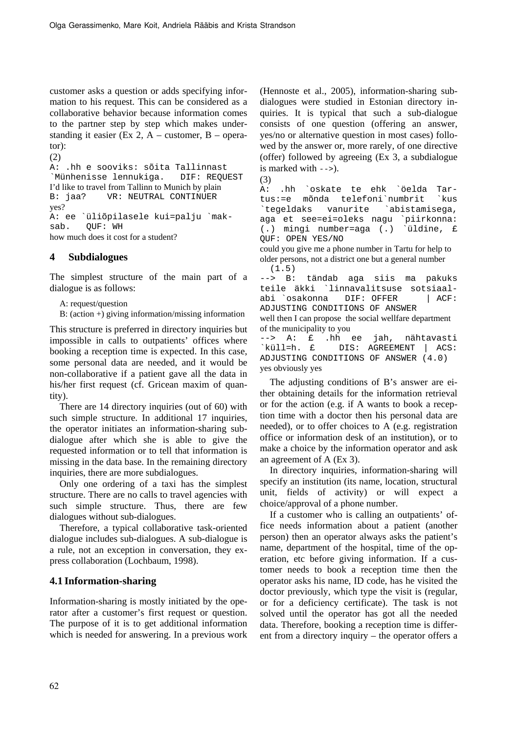customer asks a question or adds specifying information to his request. This can be considered as a collaborative behavior because information comes to the partner step by step which makes understanding it easier (Ex 2, A – customer, B – operator):

(2)

```
A: .hh e sooviks: sõita Tallinnast
`Münhenisse lennukiga.   DIF: REQUEST
```

I'd like to travel from Tallinn to Munich by plain

```
B: jaa?    VR: NEUTRAL CONTINUER
```

yes?

```
A: ee `üliõpilasele kui=palju `mak-
sab.   QUF: WH
```

how much does it cost for a student?

## 4 Subdialogues

The simplest structure of the main part of a dialogue is as follows:

A: request/question
B: (action +) giving information/missing information

This structure is preferred in directory inquiries but impossible in calls to outpatients' offices where booking a reception time is expected. In this case, some personal data are needed, and it would be non-collaborative if a patient gave all the data in his/her first request (cf. Gricean maxim of quantity).

There are 14 directory inquiries (out of 60) with such simple structure. In additional 17 inquiries, the operator initiates an information-sharing subdialogue after which she is able to give the requested information or to tell that information is missing in the data base. In the remaining directory inquiries, there are more subdialogues.

Only one ordering of a taxi has the simplest structure. There are no calls to travel agencies with such simple structure. Thus, there are few dialogues without sub-dialogues.

Therefore, a typical collaborative task-oriented dialogue includes sub-dialogues. A sub-dialogue is a rule, not an exception in conversation, they express collaboration (Lochbaum, 1998).

### 4.1 Information-sharing

Information-sharing is mostly initiated by the operator after a customer's first request or question. The purpose of it is to get additional information which is needed for answering. In a previous work (Hennoste et al., 2005), information-sharing subdialogues were studied in Estonian directory inquiries. It is typical that such a sub-dialogue consists of one question (offering an answer, yes/no or alternative question in most cases) followed by the answer or, more rarely, of one directive (offer) followed by agreeing (Ex 3, a subdialogue is marked with `-->`).

(3)

```
A: .hh `oskate te ehk `öelda Tar-
tus:=e mõnda telefoni`numbrit `kus
`tegeldaks vanurite `abistamisega,
aga et see=ei=oleks nagu `piirkonna:
(.) mingi number=aga (.) `üldine, £
QUF: OPEN YES/NO
```

could you give me a phone number in Tartu for help to older persons, not a district one but a general number

```
  (1.5)
--> B: tändab aga siis ma pakuks
teile äkki `linnavalitsuse sotsiaal-
abi `osakonna   DIF: OFFER    | ACF:
ADJUSTING CONDITIONS OF ANSWER
```

well then I can propose the social wellfare department of the municipality to you

```
--> A: £ .hh ee jah, nähtavasti
`küll=h. £    DIS: AGREEMENT | ACS:
ADJUSTING CONDITIONS OF ANSWER (4.0)
```

yes obviously yes

The adjusting conditions of B's answer are either obtaining details for the information retrieval or for the action (e.g. if A wants to book a reception time with a doctor then his personal data are needed), or to offer choices to A (e.g. registration office or information desk of an institution), or to make a choice by the information operator and ask an agreement of A (Ex 3).

In directory inquiries, information-sharing will specify an institution (its name, location, structural unit, fields of activity) or will expect a choice/approval of a phone number.

If a customer who is calling an outpatients' office needs information about a patient (another person) then an operator always asks the patient's name, department of the hospital, time of the operation, etc before giving information. If a customer needs to book a reception time then the operator asks his name, ID code, has he visited the doctor previously, which type the visit is (regular, or for a deficiency certificate). The task is not solved until the operator has got all the needed data. Therefore, booking a reception time is different from a directory inquiry – the operator offers a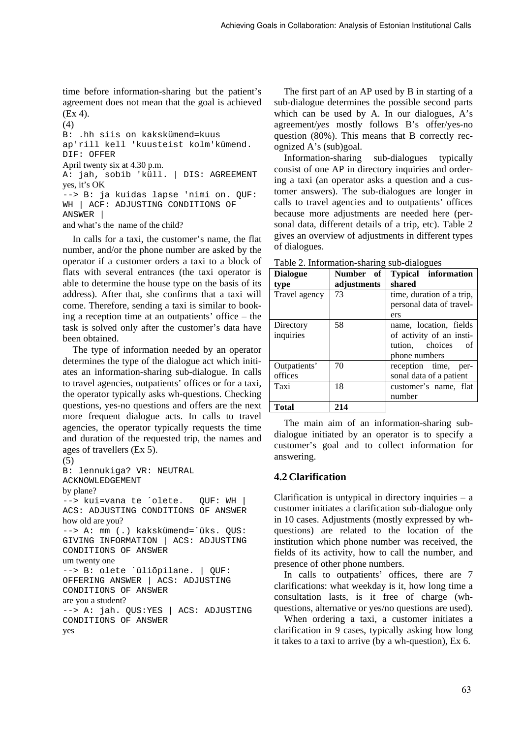time before information-sharing but the patient's agreement does not mean that the goal is achieved (Ex 4).

(4)

```
B: .hh siis on kakskümend=kuus ap'rill kell 'kuusteist kolm'kümend. DIF: OFFER
```
April twenty six at 4.30 p.m.
```
A: jah, sobib 'küll. | DIS: AGREEMENT
```
yes, it's OK
```
--> B: ja kuidas lapse 'nimi on. QUF: WH | ACF: ADJUSTING CONDITIONS OF ANSWER |
```
and what's the name of the child?

In calls for a taxi, the customer's name, the flat number, and/or the phone number are asked by the operator if a customer orders a taxi to a block of flats with several entrances (the taxi operator is able to determine the house type on the basis of its address). After that, she confirms that a taxi will come. Therefore, sending a taxi is similar to booking a reception time at an outpatients' office – the task is solved only after the customer's data have been obtained.

The type of information needed by an operator determines the type of the dialogue act which initiates an information-sharing sub-dialogue. In calls to travel agencies, outpatients' offices or for a taxi, the operator typically asks wh-questions. Checking questions, yes-no questions and offers are the next more frequent dialogue acts. In calls to travel agencies, the operator typically requests the time and duration of the requested trip, the names and ages of travellers (Ex 5).

(5)

```
B: lennukiga? VR: NEUTRAL ACKNOWLEDGEMENT
```
by plane?
```
--> kui=vana te ´olete.   QUF: WH | ACS: ADJUSTING CONDITIONS OF ANSWER
```
how old are you?
```
--> A: mm (.) kakskümend=´üks. QUS: GIVING INFORMATION | ACS: ADJUSTING CONDITIONS OF ANSWER
```
um twenty one
```
--> B: olete ´üliõpilane. | QUF: OFFERING ANSWER | ACS: ADJUSTING CONDITIONS OF ANSWER
```
are you a student?
```
--> A: jah. QUS:YES | ACS: ADJUSTING CONDITIONS OF ANSWER
```
yes

The first part of an AP used by B in starting of a sub-dialogue determines the possible second parts which can be used by A. In our dialogues, A's agreement/*yes* mostly follows B's offer/yes-no question (80%). This means that B correctly recognized A's (sub)goal.

Information-sharing sub-dialogues typically consist of one AP in directory inquiries and ordering a taxi (an operator asks a question and a customer answers). The sub-dialogues are longer in calls to travel agencies and to outpatients' offices because more adjustments are needed here (personal data, different details of a trip, etc). Table 2 gives an overview of adjustments in different types of dialogues.

Table 2. Information-sharing sub-dialogues

| Dialogue type | Number of adjustments | Typical information shared |
|---|---|---|
| Travel agency | 73 | time, duration of a trip, personal data of travellers |
| Directory inquiries | 58 | name, location, fields of activity of an institution, choices of phone numbers |
| Outpatients' offices | 70 | reception time, personal data of a patient |
| Taxi | 18 | customer's name, flat number |
| **Total** | **214** | |

The main aim of an information-sharing sub-dialogue initiated by an operator is to specify a customer's goal and to collect information for answering.

## 4.2 Clarification

Clarification is untypical in directory inquiries – a customer initiates a clarification sub-dialogue only in 10 cases. Adjustments (mostly expressed by wh-questions) are related to the location of the institution which phone number was received, the fields of its activity, how to call the number, and presence of other phone numbers.

In calls to outpatients' offices, there are 7 clarifications: what weekday is it, how long time a consultation lasts, is it free of charge (wh-questions, alternative or yes/no questions are used).

When ordering a taxi, a customer initiates a clarification in 9 cases, typically asking how long it takes to a taxi to arrive (by a wh-question), Ex 6.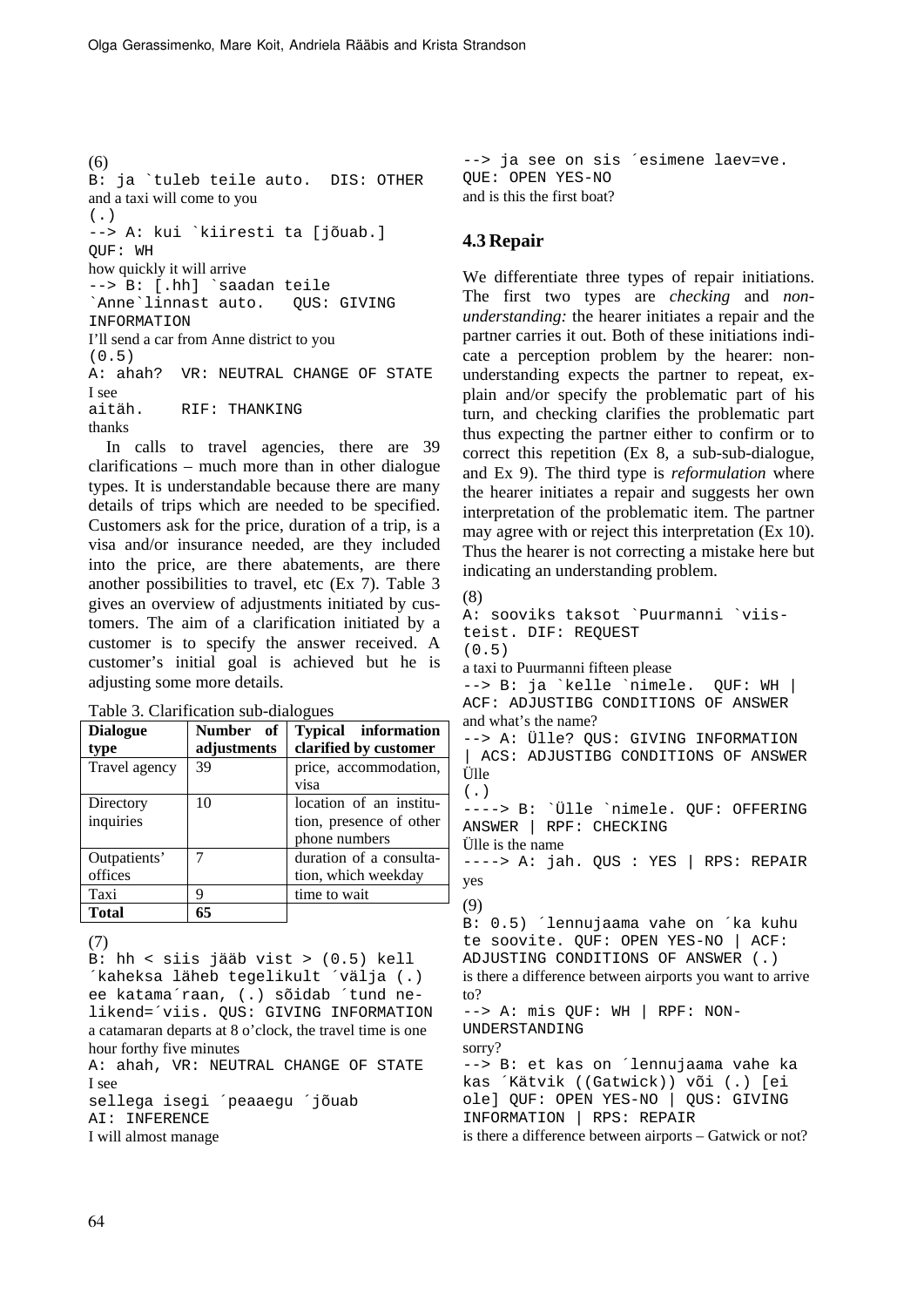(6)

```
B: ja `tuleb teile auto.  DIS: OTHER
```
and a taxi will come to you
```
(.)
--> A: kui `kiiresti ta [jõuab.]
QUF: WH
```
how quickly it will arrive
```
--> B: [.hh] `saadan teile
`Anne`linnast auto.   QUS: GIVING
INFORMATION
```
I'll send a car from Anne district to you
```
(0.5)
A: ahah?  VR: NEUTRAL CHANGE OF STATE
```
I see
```
aitäh.    RIF: THANKING
```
thanks

In calls to travel agencies, there are 39 clarifications – much more than in other dialogue types. It is understandable because there are many details of trips which are needed to be specified. Customers ask for the price, duration of a trip, is a visa and/or insurance needed, are they included into the price, are there abatements, are there another possibilities to travel, etc (Ex 7). Table 3 gives an overview of adjustments initiated by customers. The aim of a clarification initiated by a customer is to specify the answer received. A customer's initial goal is achieved but he is adjusting some more details.

Table 3. Clarification sub-dialogues

| Dialogue type | Number of adjustments | Typical information clarified by customer |
|---|---|---|
| Travel agency | 39 | price, accommodation, visa |
| Directory inquiries | 10 | location of an institution, presence of other phone numbers |
| Outpatients' offices | 7 | duration of a consultation, which weekday |
| Taxi | 9 | time to wait |
| **Total** | **65** | |

(7)

```
B: hh < siis jääb vist > (0.5) kell
´kaheksa läheb tegelikult ´välja (.)
ee katama´raan, (.) sõidab ´tund ne-
likend=´viis. QUS: GIVING INFORMATION
```
a catamaran departs at 8 o'clock, the travel time is one hour forthy five minutes
```
A: ahah, VR: NEUTRAL CHANGE OF STATE
```
I see
```
sellega isegi ´peaaegu ´jõuab
AI: INFERENCE
```
I will almost manage
```
--> ja see on sis ´esimene laev=ve.
QUE: OPEN YES-NO
```
and is this the first boat?

## 4.3 Repair

We differentiate three types of repair initiations. The first two types are *checking* and *non-understanding:* the hearer initiates a repair and the partner carries it out. Both of these initiations indicate a perception problem by the hearer: non-understanding expects the partner to repeat, explain and/or specify the problematic part of his turn, and checking clarifies the problematic part thus expecting the partner either to confirm or to correct this repetition (Ex 8, a sub-sub-dialogue, and Ex 9). The third type is *reformulation* where the hearer initiates a repair and suggests her own interpretation of the problematic item. The partner may agree with or reject this interpretation (Ex 10). Thus the hearer is not correcting a mistake here but indicating an understanding problem.

(8)

```
A: sooviks taksot `Puurmanni `viis-
teist. DIF: REQUEST
(0.5)
```
a taxi to Puurmanni fifteen please
```
--> B: ja `kelle `nimele.  QUF: WH |
ACF: ADJUSTIBG CONDITIONS OF ANSWER
```
and what's the name?
```
--> A: Ülle? QUS: GIVING INFORMATION
| ACS: ADJUSTIBG CONDITIONS OF ANSWER
```
Ülle
```
(.)
----> B: `Ülle `nimele. QUF: OFFERING
ANSWER | RPF: CHECKING
```
Ülle is the name
```
----> A: jah. QUS : YES | RPS: REPAIR
```
yes

(9)

```
B: 0.5) ´lennujaama vahe on ´ka kuhu
te soovite. QUF: OPEN YES-NO | ACF:
ADJUSTING CONDITIONS OF ANSWER (.)
```
is there a difference between airports you want to arrive to?
```
--> A: mis QUF: WH | RPF: NON-
UNDERSTANDING
```
sorry?
```
--> B: et kas on ´lennujaama vahe ka
kas ´Kätvik ((Gatwick)) või (.) [ei
ole] QUF: OPEN YES-NO | QUS: GIVING
INFORMATION | RPS: REPAIR
```
is there a difference between airports – Gatwick or not?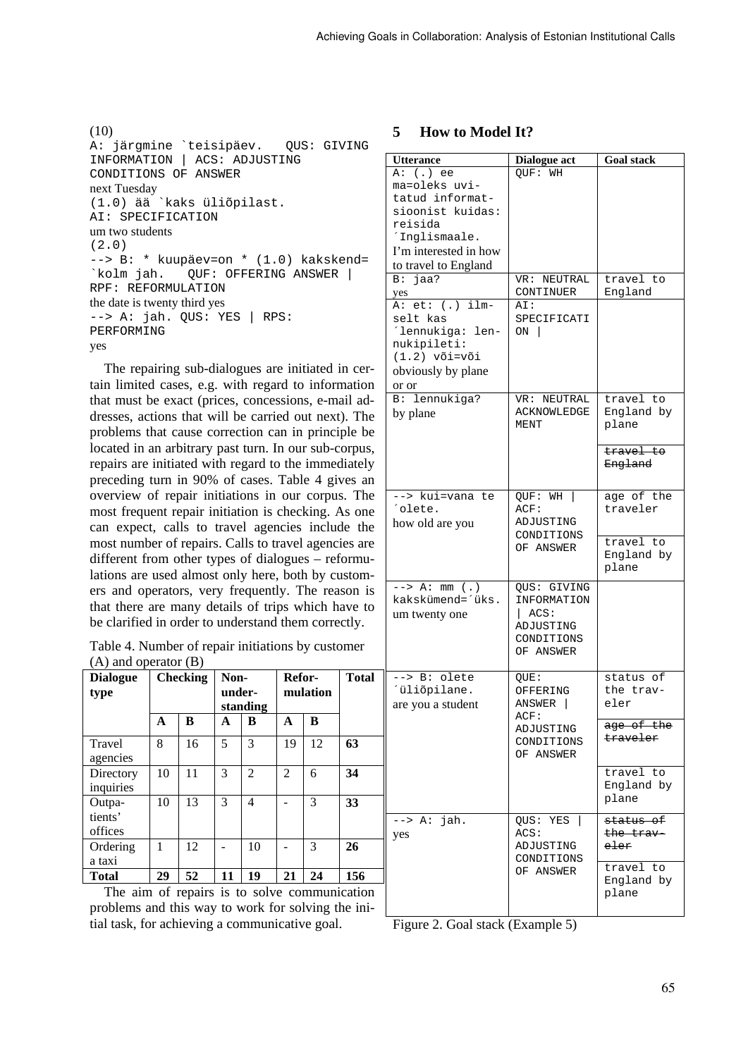(10)

```
A: järgmine `teisipäev.   QUS: GIVING
INFORMATION | ACS: ADJUSTING
CONDITIONS OF ANSWER
```
next Tuesday
```
(1.0) ää `kaks üliõpilast.
AI: SPECIFICATION
```
um two students
```
(2.0)
--> B: * kuupäev=on * (1.0) kakskend=
`kolm jah.   QUF: OFFERING ANSWER |
RPF: REFORMULATION
```
the date is twenty third yes
```
--> A: jah. QUS: YES | RPS:
PERFORMING
```
yes

The repairing sub-dialogues are initiated in certain limited cases, e.g. with regard to information that must be exact (prices, concessions, e-mail addresses, actions that will be carried out next). The problems that cause correction can in principle be located in an arbitrary past turn. In our sub-corpus, repairs are initiated with regard to the immediately preceding turn in 90% of cases. Table 4 gives an overview of repair initiations in our corpus. The most frequent repair initiation is checking. As one can expect, calls to travel agencies include the most number of repairs. Calls to travel agencies are different from other types of dialogues – reformulations are used almost only here, both by customers and operators, very frequently. The reason is that there are many details of trips which have to be clarified in order to understand them correctly.

Table 4. Number of repair initiations by customer (A) and operator (B)

| Dialogue type | Checking | | Non-under-standing | | Refor-mulation | | Total |
|---|---|---|---|---|---|---|---|
| | A | B | A | B | A | B | |
| Travel agencies | 8 | 16 | 5 | 3 | 19 | 12 | **63** |
| Directory inquiries | 10 | 11 | 3 | 2 | 2 | 6 | **34** |
| Outpatients' offices | 10 | 13 | 3 | 4 | - | 3 | **33** |
| Ordering a taxi | 1 | 12 | - | 10 | - | 3 | **26** |
| **Total** | **29** | **52** | **11** | **19** | **21** | **24** | **156** |

The aim of repairs is to solve communication problems and this way to work for solving the initial task, for achieving a communicative goal.

## 5 How to Model It?

| Utterance | Dialogue act | Goal stack |
|---|---|---|
| A: (.) ee ma=oleks uvitatud informatsioonist kuidas: reisida ´Inglismaale. I'm interested in how to travel to England | QUF: WH | |
| B: jaa? yes | VR: NEUTRAL CONTINUER | travel to England |
| A: et: (.) ilmselt kas ´lennukiga: lennukipileti: (1.2) või=või obviously by plane or or | AI: SPECIFICATION \| | |
| B: lennukiga? by plane | VR: NEUTRAL ACKNOWLEDGEMENT | travel to England by plane / ~~travel to England~~ |
| --> kui=vana te ´olete. how old are you | QUF: WH \| ACF: ADJUSTING CONDITIONS OF ANSWER | age of the traveler / travel to England by plane |
| --> A: mm (.) kakskümend=´üks. um twenty one | QUS: GIVING INFORMATION \| ACS: ADJUSTING CONDITIONS OF ANSWER | |
| --> B: olete ´üliõpilane. are you a student | QUE: OFFERING ANSWER \| ACF: ADJUSTING CONDITIONS OF ANSWER | status of the traveler / ~~age of the traveler~~ / travel to England by plane |
| --> A: jah. yes | QUS: YES \| ACS: ADJUSTING CONDITIONS OF ANSWER | ~~status of the traveler~~ / travel to England by plane |

Figure 2. Goal stack (Example 5)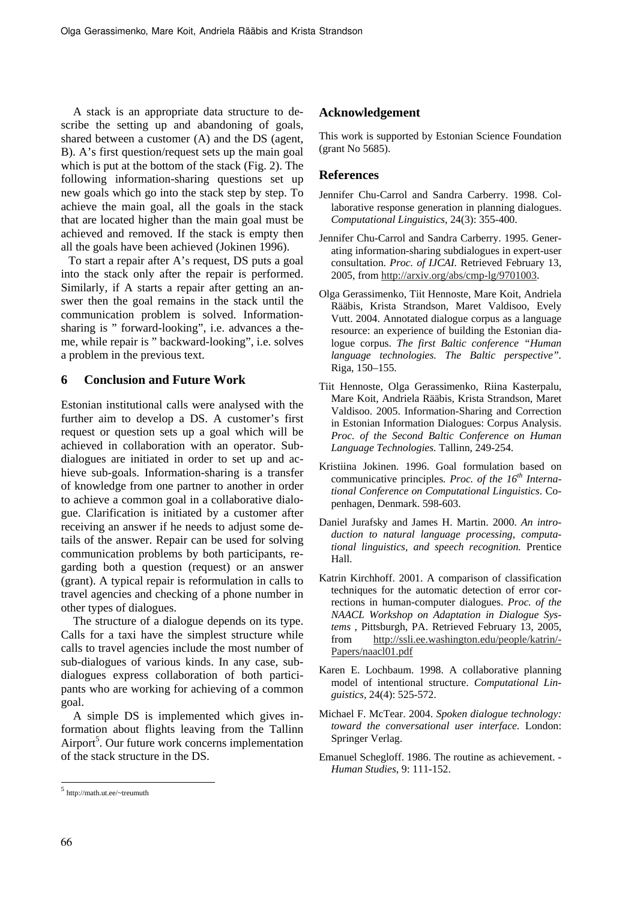A stack is an appropriate data structure to describe the setting up and abandoning of goals, shared between a customer (A) and the DS (agent, B). A's first question/request sets up the main goal which is put at the bottom of the stack (Fig. 2). The following information-sharing questions set up new goals which go into the stack step by step. To achieve the main goal, all the goals in the stack that are located higher than the main goal must be achieved and removed. If the stack is empty then all the goals have been achieved (Jokinen 1996).

To start a repair after A's request, DS puts a goal into the stack only after the repair is performed. Similarly, if A starts a repair after getting an answer then the goal remains in the stack until the communication problem is solved. Information-sharing is " forward-looking", i.e. advances a theme, while repair is " backward-looking", i.e. solves a problem in the previous text.

## 6 Conclusion and Future Work

Estonian institutional calls were analysed with the further aim to develop a DS. A customer's first request or question sets up a goal which will be achieved in collaboration with an operator. Sub-dialogues are initiated in order to set up and achieve sub-goals. Information-sharing is a transfer of knowledge from one partner to another in order to achieve a common goal in a collaborative dialogue. Clarification is initiated by a customer after receiving an answer if he needs to adjust some details of the answer. Repair can be used for solving communication problems by both participants, regarding both a question (request) or an answer (grant). A typical repair is reformulation in calls to travel agencies and checking of a phone number in other types of dialogues.

The structure of a dialogue depends on its type. Calls for a taxi have the simplest structure while calls to travel agencies include the most number of sub-dialogues of various kinds. In any case, sub-dialogues express collaboration of both participants who are working for achieving of a common goal.

A simple DS is implemented which gives information about flights leaving from the Tallinn Airport[5]. Our future work concerns implementation of the stack structure in the DS.

[5] http://math.ut.ee/~treumuth

## Acknowledgement

This work is supported by Estonian Science Foundation (grant No 5685).

## References

Jennifer Chu-Carrol and Sandra Carberry. 1998. Collaborative response generation in planning dialogues. *Computational Linguistics*, 24(3): 355-400.

Jennifer Chu-Carrol and Sandra Carberry. 1995. Generating information-sharing subdialogues in expert-user consultation. *Proc. of IJCAI.* Retrieved February 13, 2005, from http://arxiv.org/abs/cmp-lg/9701003.

Olga Gerassimenko, Tiit Hennoste, Mare Koit, Andriela Rääbis, Krista Strandson, Maret Valdisoo, Evely Vutt. 2004. Annotated dialogue corpus as a language resource: an experience of building the Estonian dialogue corpus. *The first Baltic conference "Human language technologies. The Baltic perspective"*. Riga, 150–155.

Tiit Hennoste, Olga Gerassimenko, Riina Kasterpalu, Mare Koit, Andriela Rääbis, Krista Strandson, Maret Valdisoo. 2005. Information-Sharing and Correction in Estonian Information Dialogues: Corpus Analysis. *Proc. of the Second Baltic Conference on Human Language Technologies.* Tallinn, 249-254.

Kristiina Jokinen. 1996. Goal formulation based on communicative principles. *Proc. of the 16th International Conference on Computational Linguistics*. Copenhagen, Denmark. 598-603.

Daniel Jurafsky and James H. Martin. 2000. *An introduction to natural language processing, computational linguistics, and speech recognition.* Prentice Hall.

Katrin Kirchhoff. 2001. A comparison of classification techniques for the automatic detection of error corrections in human-computer dialogues. *Proc. of the NAACL Workshop on Adaptation in Dialogue Systems* , Pittsburgh, PA. Retrieved February 13, 2005, from http://ssli.ee.washington.edu/people/katrin/-Papers/naacl01.pdf

Karen E. Lochbaum. 1998. A collaborative planning model of intentional structure. *Computational Linguistics*, 24(4): 525-572.

Michael F. McTear. 2004. *Spoken dialogue technology: toward the conversational user interface.* London: Springer Verlag.

Emanuel Schegloff. 1986. The routine as achievement. - *Human Studies*, 9: 111-152.